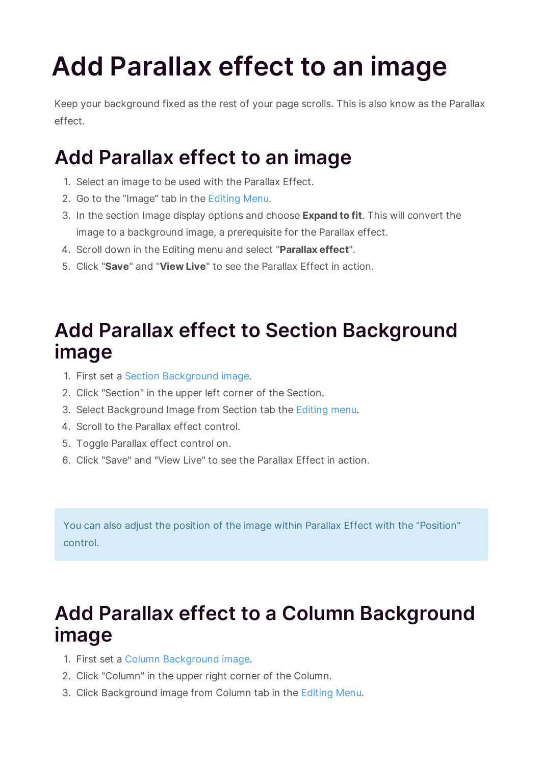# Add Parallax effect to an image

Keep your background fixed as the rest of your page scrolls. This is also know as the Parallax effect.

## Add Parallax effect to an image

1. Select an image to be used with the Parallax Effect.
2. Go to the “Image” tab in the Editing Menu.
3. In the section Image display options and choose **Expand to fit**. This will convert the image to a background image, a prerequisite for the Parallax effect.
4. Scroll down in the Editing menu and select "**Parallax effect**".
5. Click "**Save**" and "**View Live**" to see the Parallax Effect in action.

## Add Parallax effect to Section Background image

1. First set a Section Background image.
2. Click "Section" in the upper left corner of the Section.
3. Select Background Image from Section tab the Editing menu.
4. Scroll to the Parallax effect control.
5. Toggle Parallax effect control on.
6. Click "Save" and "View Live" to see the Parallax Effect in action.

> You can also adjust the position of the image within Parallax Effect with the "Position" control.

## Add Parallax effect to a Column Background image

1. First set a Column Background image.
2. Click "Column" in the upper right corner of the Column.
3. Click Background image from Column tab in the Editing Menu.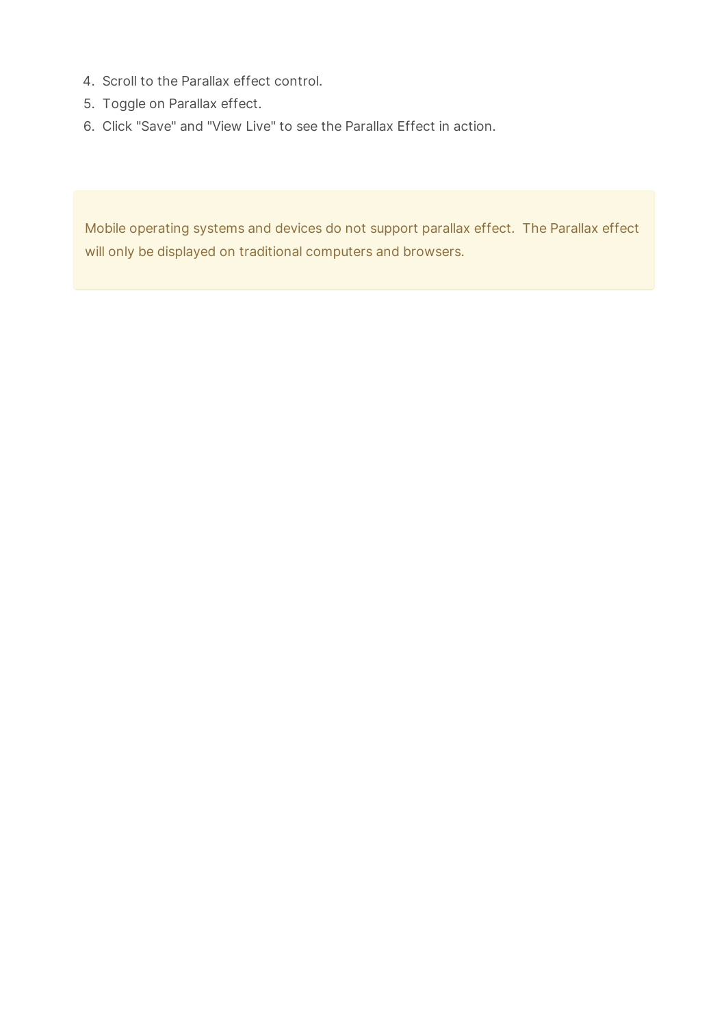4. Scroll to the Parallax effect control.
5. Toggle on Parallax effect.
6. Click "Save" and "View Live" to see the Parallax Effect in action.

> Mobile operating systems and devices do not support parallax effect.  The Parallax effect will only be displayed on traditional computers and browsers.